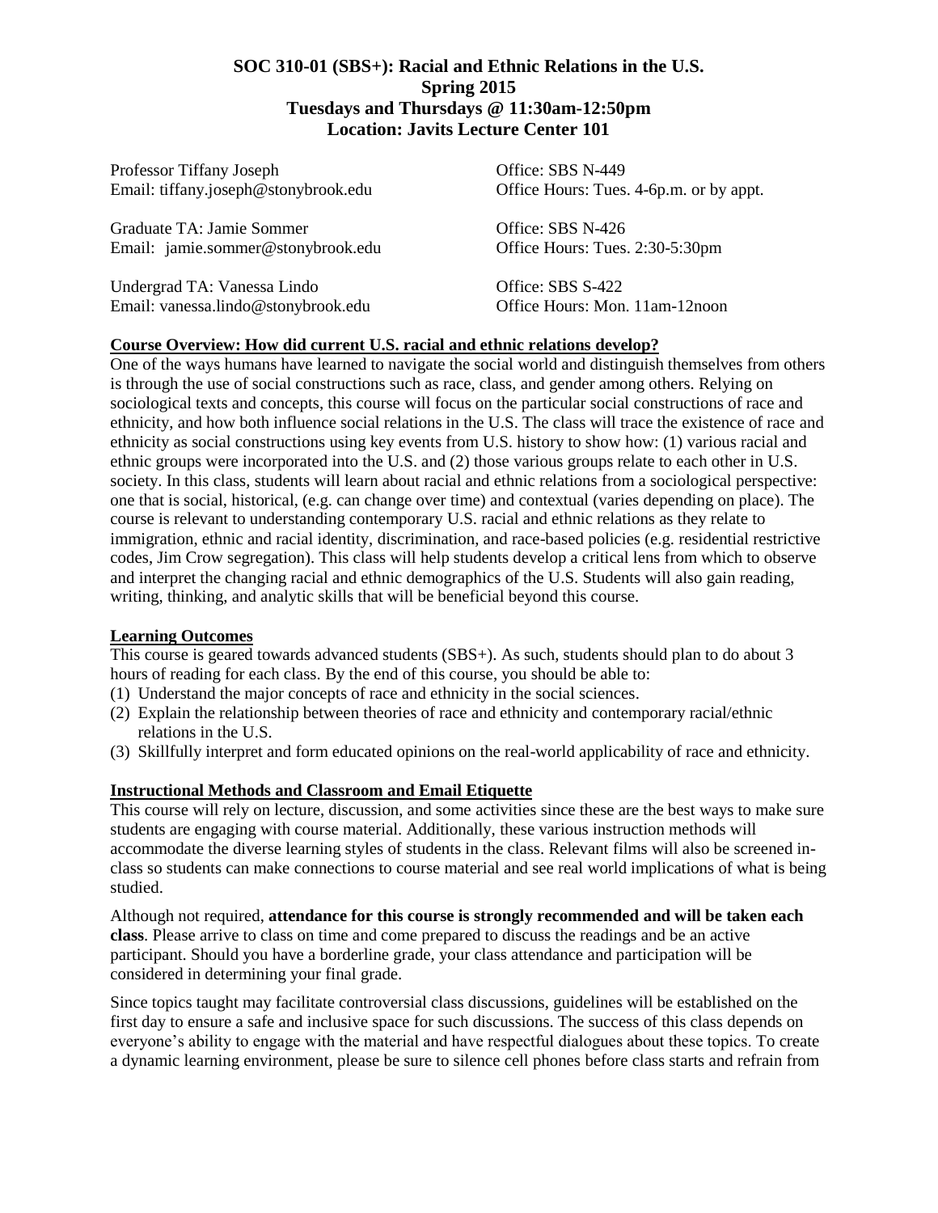# SOC 310-01 (SBS+): Racial and Ethnic Relations in the U.S.
## Spring 2015
## Tuesdays and Thursdays @ 11:30am-12:50pm
## Location: Javits Lecture Center 101

Professor Tiffany Joseph
Email: tiffany.joseph@stonybrook.edu
Office: SBS N-449
Office Hours: Tues. 4-6p.m. or by appt.

Graduate TA: Jamie Sommer
Email: jamie.sommer@stonybrook.edu
Office: SBS N-426
Office Hours: Tues. 2:30-5:30pm

Undergrad TA: Vanessa Lindo
Email: vanessa.lindo@stonybrook.edu
Office: SBS S-422
Office Hours: Mon. 11am-12noon

**Course Overview: How did current U.S. racial and ethnic relations develop?**

One of the ways humans have learned to navigate the social world and distinguish themselves from others is through the use of social constructions such as race, class, and gender among others. Relying on sociological texts and concepts, this course will focus on the particular social constructions of race and ethnicity, and how both influence social relations in the U.S. The class will trace the existence of race and ethnicity as social constructions using key events from U.S. history to show how: (1) various racial and ethnic groups were incorporated into the U.S. and (2) those various groups relate to each other in U.S. society. In this class, students will learn about racial and ethnic relations from a sociological perspective: one that is social, historical, (e.g. can change over time) and contextual (varies depending on place). The course is relevant to understanding contemporary U.S. racial and ethnic relations as they relate to immigration, ethnic and racial identity, discrimination, and race-based policies (e.g. residential restrictive codes, Jim Crow segregation). This class will help students develop a critical lens from which to observe and interpret the changing racial and ethnic demographics of the U.S. Students will also gain reading, writing, thinking, and analytic skills that will be beneficial beyond this course.

**Learning Outcomes**

This course is geared towards advanced students (SBS+). As such, students should plan to do about 3 hours of reading for each class. By the end of this course, you should be able to:

(1) Understand the major concepts of race and ethnicity in the social sciences.
(2) Explain the relationship between theories of race and ethnicity and contemporary racial/ethnic relations in the U.S.
(3) Skillfully interpret and form educated opinions on the real-world applicability of race and ethnicity.

**Instructional Methods and Classroom and Email Etiquette**

This course will rely on lecture, discussion, and some activities since these are the best ways to make sure students are engaging with course material. Additionally, these various instruction methods will accommodate the diverse learning styles of students in the class. Relevant films will also be screened in-class so students can make connections to course material and see real world implications of what is being studied.

Although not required, **attendance for this course is strongly recommended and will be taken each class**. Please arrive to class on time and come prepared to discuss the readings and be an active participant. Should you have a borderline grade, your class attendance and participation will be considered in determining your final grade.

Since topics taught may facilitate controversial class discussions, guidelines will be established on the first day to ensure a safe and inclusive space for such discussions. The success of this class depends on everyone's ability to engage with the material and have respectful dialogues about these topics. To create a dynamic learning environment, please be sure to silence cell phones before class starts and refrain from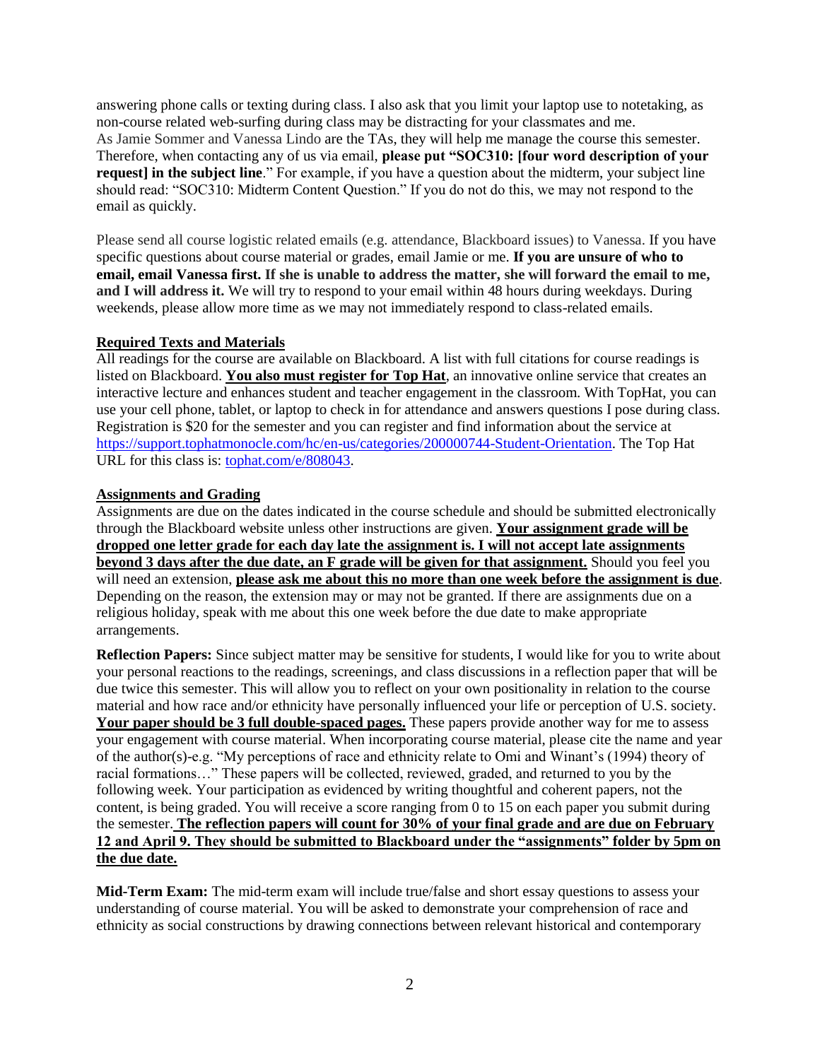answering phone calls or texting during class. I also ask that you limit your laptop use to notetaking, as non-course related web-surfing during class may be distracting for your classmates and me. As Jamie Sommer and Vanessa Lindo are the TAs, they will help me manage the course this semester. Therefore, when contacting any of us via email, **please put "SOC310: [four word description of your request] in the subject line**." For example, if you have a question about the midterm, your subject line should read: "SOC310: Midterm Content Question." If you do not do this, we may not respond to the email as quickly.

Please send all course logistic related emails (e.g. attendance, Blackboard issues) to Vanessa. If you have specific questions about course material or grades, email Jamie or me. **If you are unsure of who to email, email Vanessa first. If she is unable to address the matter, she will forward the email to me, and I will address it.** We will try to respond to your email within 48 hours during weekdays. During weekends, please allow more time as we may not immediately respond to class-related emails.

## Required Texts and Materials

All readings for the course are available on Blackboard. A list with full citations for course readings is listed on Blackboard. **You also must register for Top Hat**, an innovative online service that creates an interactive lecture and enhances student and teacher engagement in the classroom. With TopHat, you can use your cell phone, tablet, or laptop to check in for attendance and answers questions I pose during class. Registration is $20 for the semester and you can register and find information about the service at [https://support.tophatmonocle.com/hc/en-us/categories/200000744-Student-Orientation](https://support.tophatmonocle.com/hc/en-us/categories/200000744-Student-Orientation). The Top Hat URL for this class is: [tophat.com/e/808043](tophat.com/e/808043).

## Assignments and Grading

Assignments are due on the dates indicated in the course schedule and should be submitted electronically through the Blackboard website unless other instructions are given. **Your assignment grade will be dropped one letter grade for each day late the assignment is. I will not accept late assignments beyond 3 days after the due date, an F grade will be given for that assignment.** Should you feel you will need an extension, **please ask me about this no more than one week before the assignment is due**. Depending on the reason, the extension may or may not be granted. If there are assignments due on a religious holiday, speak with me about this one week before the due date to make appropriate arrangements.

**Reflection Papers:** Since subject matter may be sensitive for students, I would like for you to write about your personal reactions to the readings, screenings, and class discussions in a reflection paper that will be due twice this semester. This will allow you to reflect on your own positionality in relation to the course material and how race and/or ethnicity have personally influenced your life or perception of U.S. society. **Your paper should be 3 full double-spaced pages.** These papers provide another way for me to assess your engagement with course material. When incorporating course material, please cite the name and year of the author(s)-e.g. "My perceptions of race and ethnicity relate to Omi and Winant's (1994) theory of racial formations…" These papers will be collected, reviewed, graded, and returned to you by the following week. Your participation as evidenced by writing thoughtful and coherent papers, not the content, is being graded. You will receive a score ranging from 0 to 15 on each paper you submit during the semester. **The reflection papers will count for 30% of your final grade and are due on February 12 and April 9. They should be submitted to Blackboard under the "assignments" folder by 5pm on the due date.**

**Mid-Term Exam:** The mid-term exam will include true/false and short essay questions to assess your understanding of course material. You will be asked to demonstrate your comprehension of race and ethnicity as social constructions by drawing connections between relevant historical and contemporary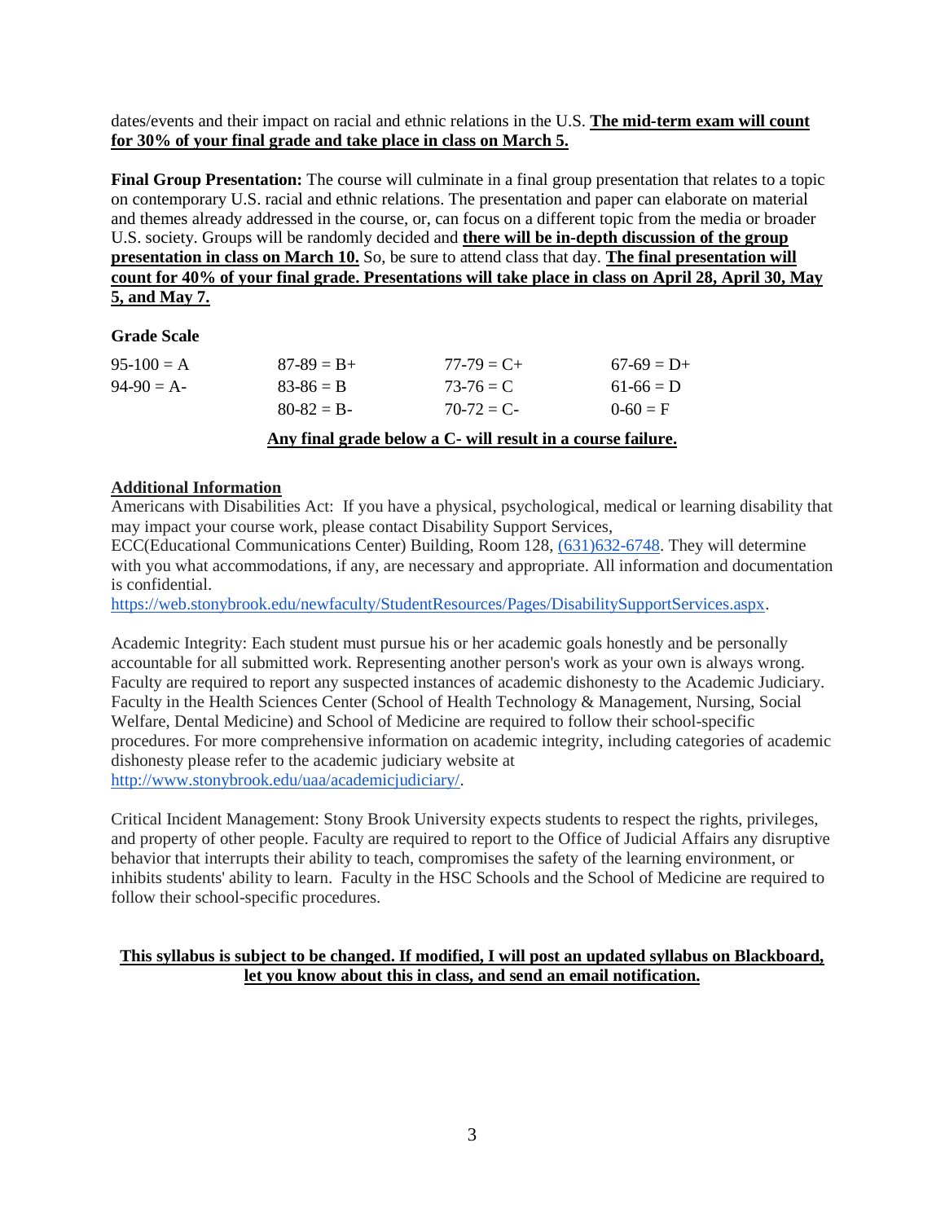dates/events and their impact on racial and ethnic relations in the U.S. **The mid-term exam will count for 30% of your final grade and take place in class on March 5.**

**Final Group Presentation:** The course will culminate in a final group presentation that relates to a topic on contemporary U.S. racial and ethnic relations. The presentation and paper can elaborate on material and themes already addressed in the course, or, can focus on a different topic from the media or broader U.S. society. Groups will be randomly decided and **there will be in-depth discussion of the group presentation in class on March 10.** So, be sure to attend class that day. **The final presentation will count for 40% of your final grade. Presentations will take place in class on April 28, April 30, May 5, and May 7.**

**Grade Scale**

| | | | |
|---|---|---|---|
| 95-100 = A | 87-89 = B+ | 77-79 = C+ | 67-69 = D+ |
| 94-90 = A- | 83-86 = B | 73-76 = C | 61-66 = D |
| | 80-82 = B- | 70-72 = C- | 0-60 = F |

**Any final grade below a C- will result in a course failure.**

**Additional Information**

Americans with Disabilities Act: If you have a physical, psychological, medical or learning disability that may impact your course work, please contact Disability Support Services, ECC(Educational Communications Center) Building, Room 128, (631)632-6748. They will determine with you what accommodations, if any, are necessary and appropriate. All information and documentation is confidential.
https://web.stonybrook.edu/newfaculty/StudentResources/Pages/DisabilitySupportServices.aspx.

Academic Integrity: Each student must pursue his or her academic goals honestly and be personally accountable for all submitted work. Representing another person's work as your own is always wrong. Faculty are required to report any suspected instances of academic dishonesty to the Academic Judiciary. Faculty in the Health Sciences Center (School of Health Technology & Management, Nursing, Social Welfare, Dental Medicine) and School of Medicine are required to follow their school-specific procedures. For more comprehensive information on academic integrity, including categories of academic dishonesty please refer to the academic judiciary website at http://www.stonybrook.edu/uaa/academicjudiciary/.

Critical Incident Management: Stony Brook University expects students to respect the rights, privileges, and property of other people. Faculty are required to report to the Office of Judicial Affairs any disruptive behavior that interrupts their ability to teach, compromises the safety of the learning environment, or inhibits students' ability to learn. Faculty in the HSC Schools and the School of Medicine are required to follow their school-specific procedures.

**This syllabus is subject to be changed. If modified, I will post an updated syllabus on Blackboard, let you know about this in class, and send an email notification.**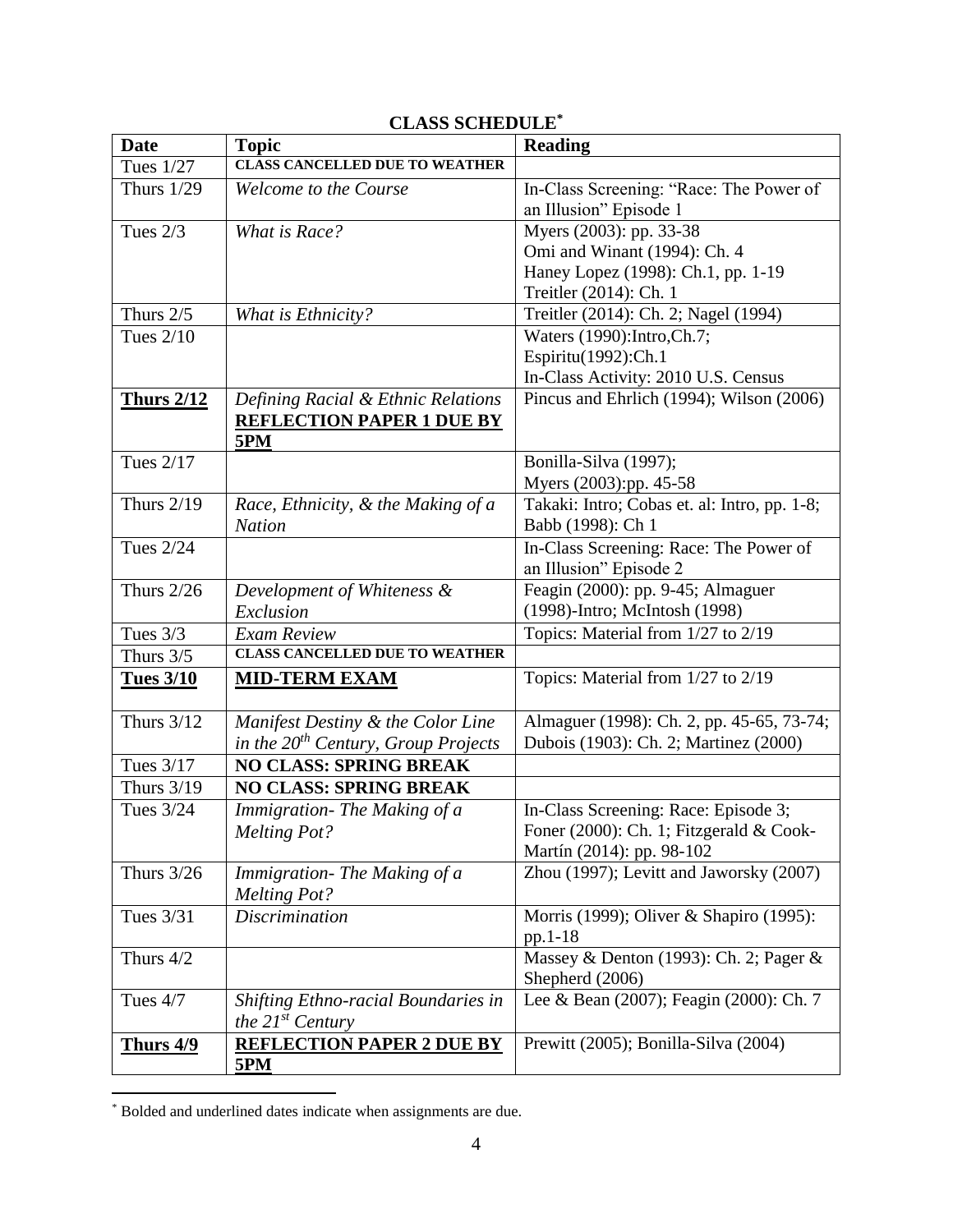## CLASS SCHEDULE[*]

| Date | Topic | Reading |
|---|---|---|
| Tues 1/27 | **CLASS CANCELLED DUE TO WEATHER** | |
| Thurs 1/29 | *Welcome to the Course* | In-Class Screening: "Race: The Power of an Illusion" Episode 1 |
| Tues 2/3 | *What is Race?* | Myers (2003): pp. 33-38<br>Omi and Winant (1994): Ch. 4<br>Haney Lopez (1998): Ch.1, pp. 1-19<br>Treitler (2014): Ch. 1 |
| Thurs 2/5 | *What is Ethnicity?* | Treitler (2014): Ch. 2; Nagel (1994) |
| Tues 2/10 | | Waters (1990):Intro,Ch.7;<br>Espiritu(1992):Ch.1<br>In-Class Activity: 2010 U.S. Census |
| **Thurs 2/12** | *Defining Racial & Ethnic Relations*<br>**REFLECTION PAPER 1 DUE BY 5PM** | Pincus and Ehrlich (1994); Wilson (2006) |
| Tues 2/17 | | Bonilla-Silva (1997);<br>Myers (2003):pp. 45-58 |
| Thurs 2/19 | *Race, Ethnicity, & the Making of a Nation* | Takaki: Intro; Cobas et. al: Intro, pp. 1-8; Babb (1998): Ch 1 |
| Tues 2/24 | | In-Class Screening: Race: The Power of an Illusion" Episode 2 |
| Thurs 2/26 | *Development of Whiteness & Exclusion* | Feagin (2000): pp. 9-45; Almaguer (1998)-Intro; McIntosh (1998) |
| Tues 3/3 | *Exam Review* | Topics: Material from 1/27 to 2/19 |
| Thurs 3/5 | **CLASS CANCELLED DUE TO WEATHER** | |
| **Tues 3/10** | **MID-TERM EXAM** | Topics: Material from 1/27 to 2/19 |
| Thurs 3/12 | *Manifest Destiny & the Color Line in the 20th Century, Group Projects* | Almaguer (1998): Ch. 2, pp. 45-65, 73-74; Dubois (1903): Ch. 2; Martinez (2000) |
| Tues 3/17 | **NO CLASS: SPRING BREAK** | |
| Thurs 3/19 | **NO CLASS: SPRING BREAK** | |
| Tues 3/24 | *Immigration- The Making of a Melting Pot?* | In-Class Screening: Race: Episode 3; Foner (2000): Ch. 1; Fitzgerald & Cook-Martín (2014): pp. 98-102 |
| Thurs 3/26 | *Immigration- The Making of a Melting Pot?* | Zhou (1997); Levitt and Jaworsky (2007) |
| Tues 3/31 | *Discrimination* | Morris (1999); Oliver & Shapiro (1995): pp.1-18 |
| Thurs 4/2 | | Massey & Denton (1993): Ch. 2; Pager & Shepherd (2006) |
| Tues 4/7 | *Shifting Ethno-racial Boundaries in the 21st Century* | Lee & Bean (2007); Feagin (2000): Ch. 7 |
| **Thurs 4/9** | **REFLECTION PAPER 2 DUE BY 5PM** | Prewitt (2005); Bonilla-Silva (2004) |

[*] Bolded and underlined dates indicate when assignments are due.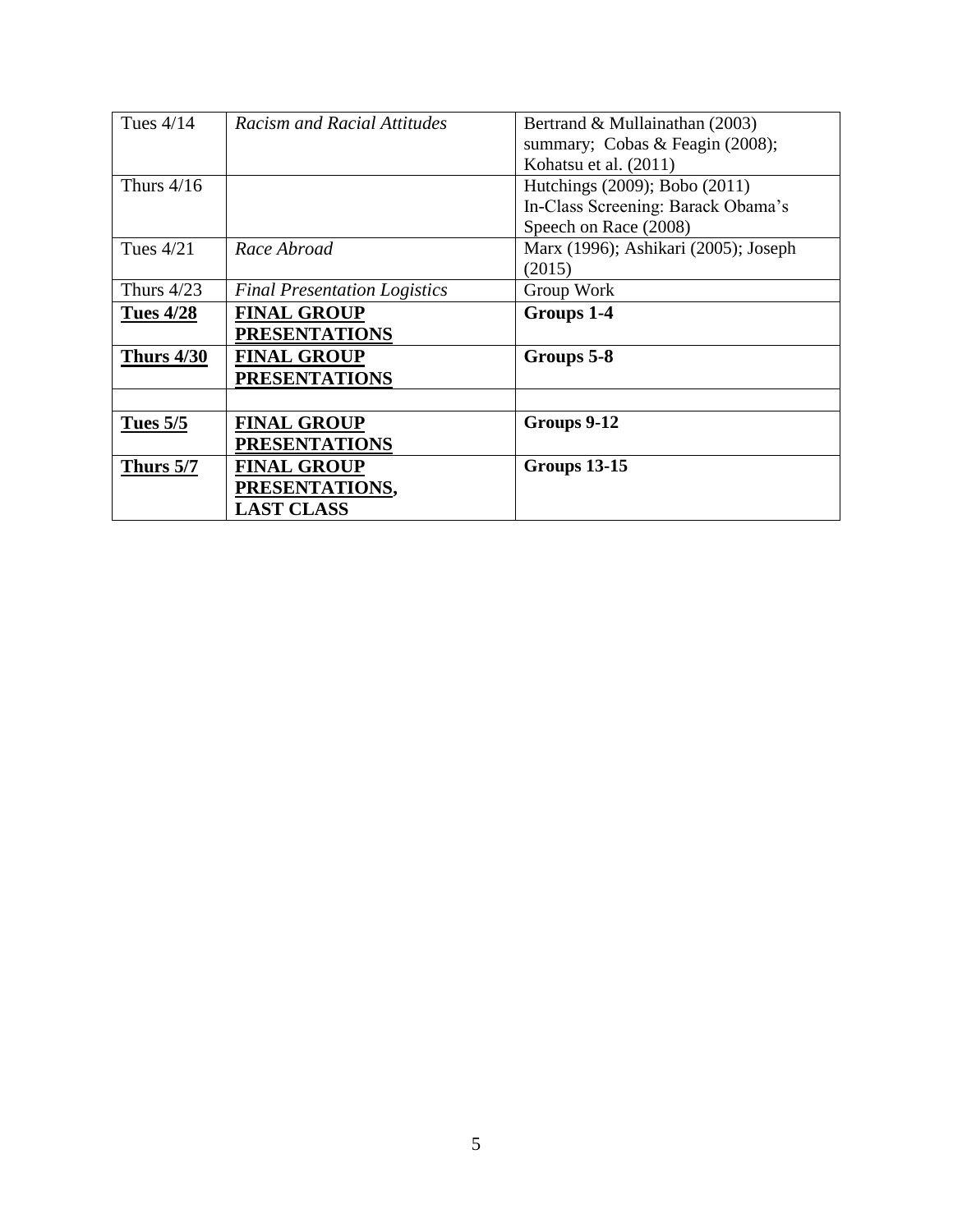| | | |
|---|---|---|
| Tues 4/14 | *Racism and Racial Attitudes* | Bertrand & Mullainathan (2003) summary; Cobas & Feagin (2008); Kohatsu et al. (2011) |
| Thurs 4/16 | | Hutchings (2009); Bobo (2011) In-Class Screening: Barack Obama's Speech on Race (2008) |
| Tues 4/21 | *Race Abroad* | Marx (1996); Ashikari (2005); Joseph (2015) |
| Thurs 4/23 | *Final Presentation Logistics* | Group Work |
| **Tues 4/28** | **FINAL GROUP PRESENTATIONS** | **Groups 1-4** |
| **Thurs 4/30** | **FINAL GROUP PRESENTATIONS** | **Groups 5-8** |
| | | |
| **Tues 5/5** | **FINAL GROUP PRESENTATIONS** | **Groups 9-12** |
| **Thurs 5/7** | **FINAL GROUP PRESENTATIONS, LAST CLASS** | **Groups 13-15** |